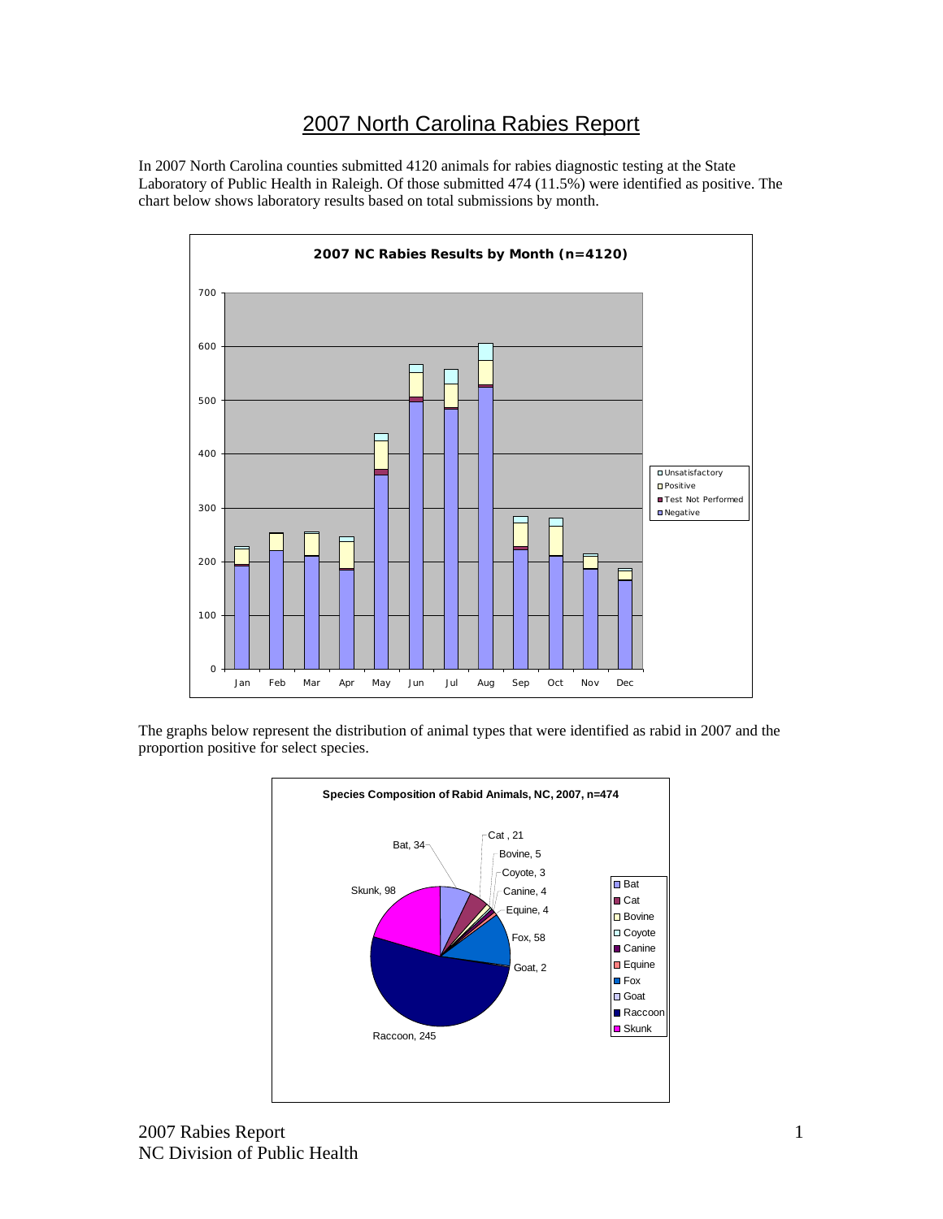# 2007 North Carolina Rabies Report

In 2007 North Carolina counties submitted 4120 animals for rabies diagnostic testing at the State Laboratory of Public Health in Raleigh. Of those submitted 474 (11.5%) were identified as positive. The chart below shows laboratory results based on total submissions by month.

**2007 NC Rabies Results by Month (n=4120)**

The graphs below represent the distribution of animal types that were identified as rabid in 2007 and the proportion positive for select species.

**Species Composition of Rabid Animals, NC, 2007, n=474**

| Species | Count |
|---|---|
| Bat | 34 |
| Cat | 21 |
| Bovine | 5 |
| Coyote | 3 |
| Canine | 4 |
| Equine | 4 |
| Fox | 58 |
| Goat | 2 |
| Raccoon | 245 |
| Skunk | 98 |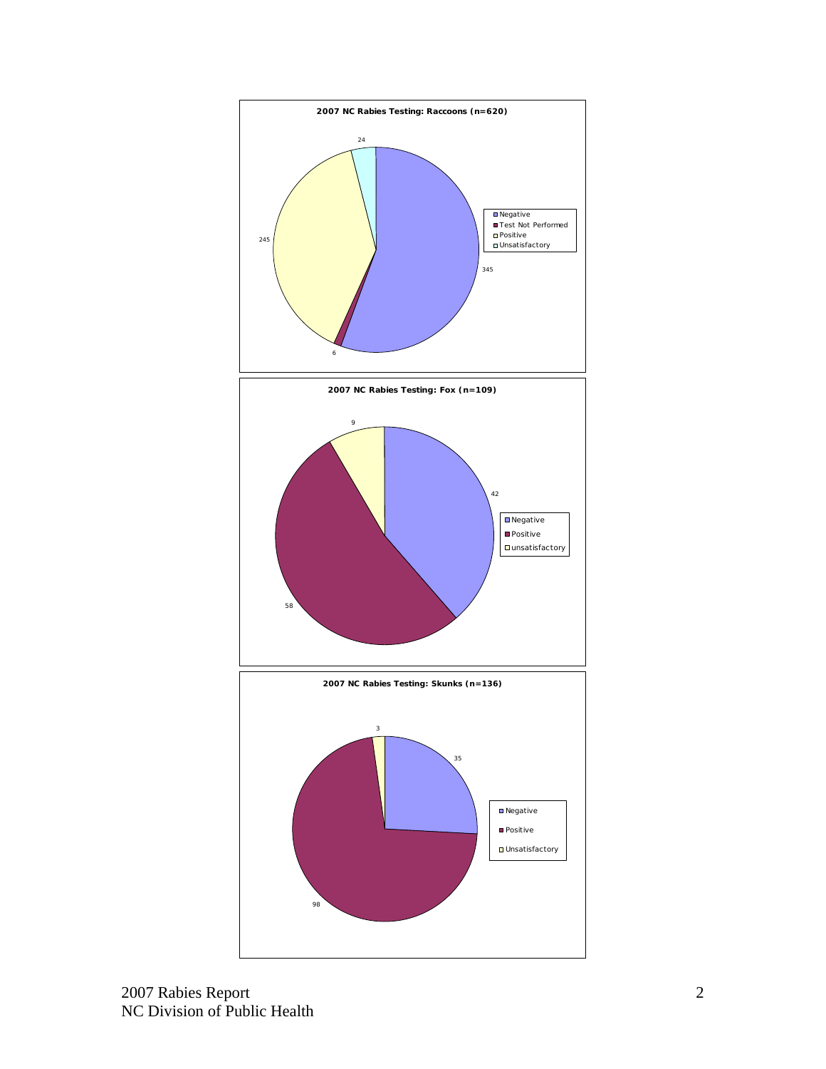**2007 NC Rabies Testing: Raccoons (n=620)**

| Result | Count |
|---|---|
| Negative | 345 |
| Test Not Performed | 6 |
| Positive | 245 |
| Unsatisfactory | 24 |

**2007 NC Rabies Testing: Fox (n=109)**

| Result | Count |
|---|---|
| Negative | 42 |
| Positive | 58 |
| unsatisfactory | 9 |

**2007 NC Rabies Testing: Skunks (n=136)**

| Result | Count |
|---|---|
| Negative | 35 |
| Positive | 98 |
| Unsatisfactory | 3 |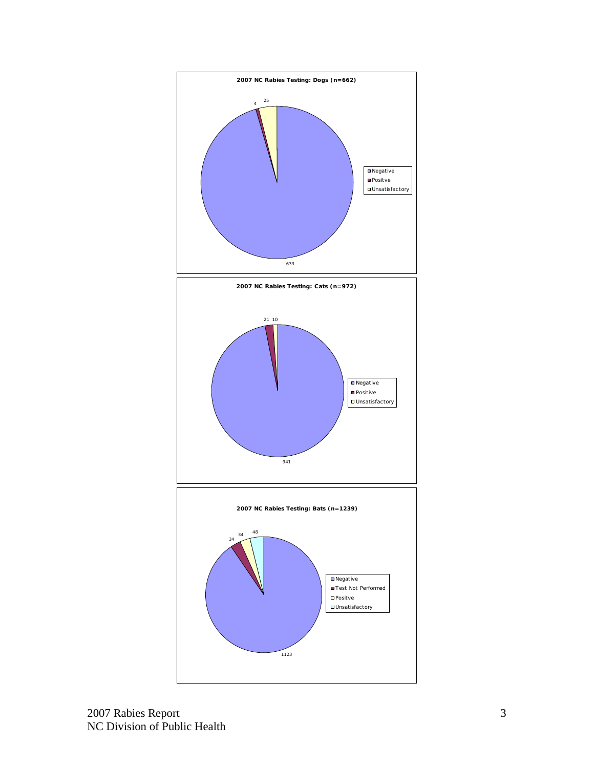**2007 NC Rabies Testing: Dogs (n=662)**

| Result | Count |
|---|---|
| Negative | 633 |
| Positve | 4 |
| Unsatisfactory | 25 |

**2007 NC Rabies Testing: Cats (n=972)**

| Result | Count |
|---|---|
| Negative | 941 |
| Positive | 21 |
| Unsatisfactory | 10 |

**2007 NC Rabies Testing: Bats (n=1239)**

| Result | Count |
|---|---|
| Negative | 1123 |
| Test Not Performed | 34 |
| Positve | 34 |
| Unsatisfactory | 48 |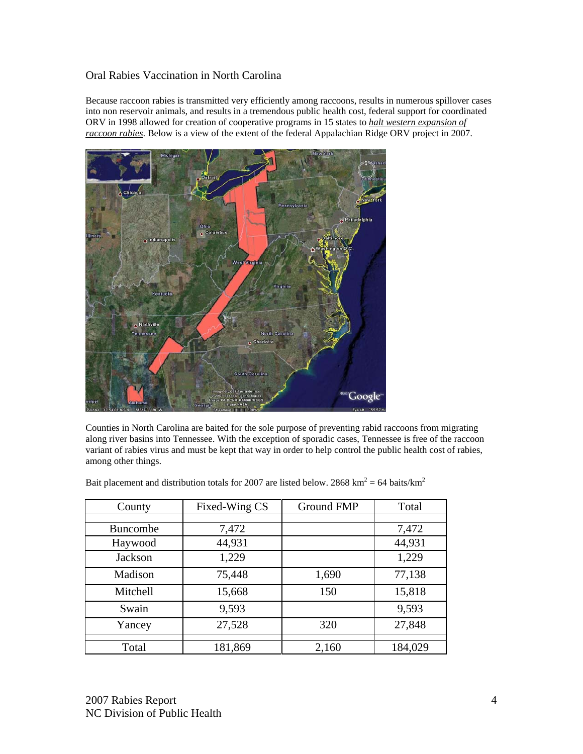# Oral Rabies Vaccination in North Carolina

Because raccoon rabies is transmitted very efficiently among raccoons, results in numerous spillover cases into non reservoir animals, and results in a tremendous public health cost, federal support for coordinated ORV in 1998 allowed for creation of cooperative programs in 15 states to ***halt western expansion of raccoon rabies***. Below is a view of the extent of the federal Appalachian Ridge ORV project in 2007.

Counties in North Carolina are baited for the sole purpose of preventing rabid raccoons from migrating along river basins into Tennessee. With the exception of sporadic cases, Tennessee is free of the raccoon variant of rabies virus and must be kept that way in order to help control the public health cost of rabies, among other things.

Bait placement and distribution totals for 2007 are listed below. 2868 $km^2$ = 64 baits/$km^2$

| County | Fixed-Wing CS | Ground FMP | Total |
|---|---|---|---|
| Buncombe | 7,472 | | 7,472 |
| Haywood | 44,931 | | 44,931 |
| Jackson | 1,229 | | 1,229 |
| Madison | 75,448 | 1,690 | 77,138 |
| Mitchell | 15,668 | 150 | 15,818 |
| Swain | 9,593 | | 9,593 |
| Yancey | 27,528 | 320 | 27,848 |
| Total | 181,869 | 2,160 | 184,029 |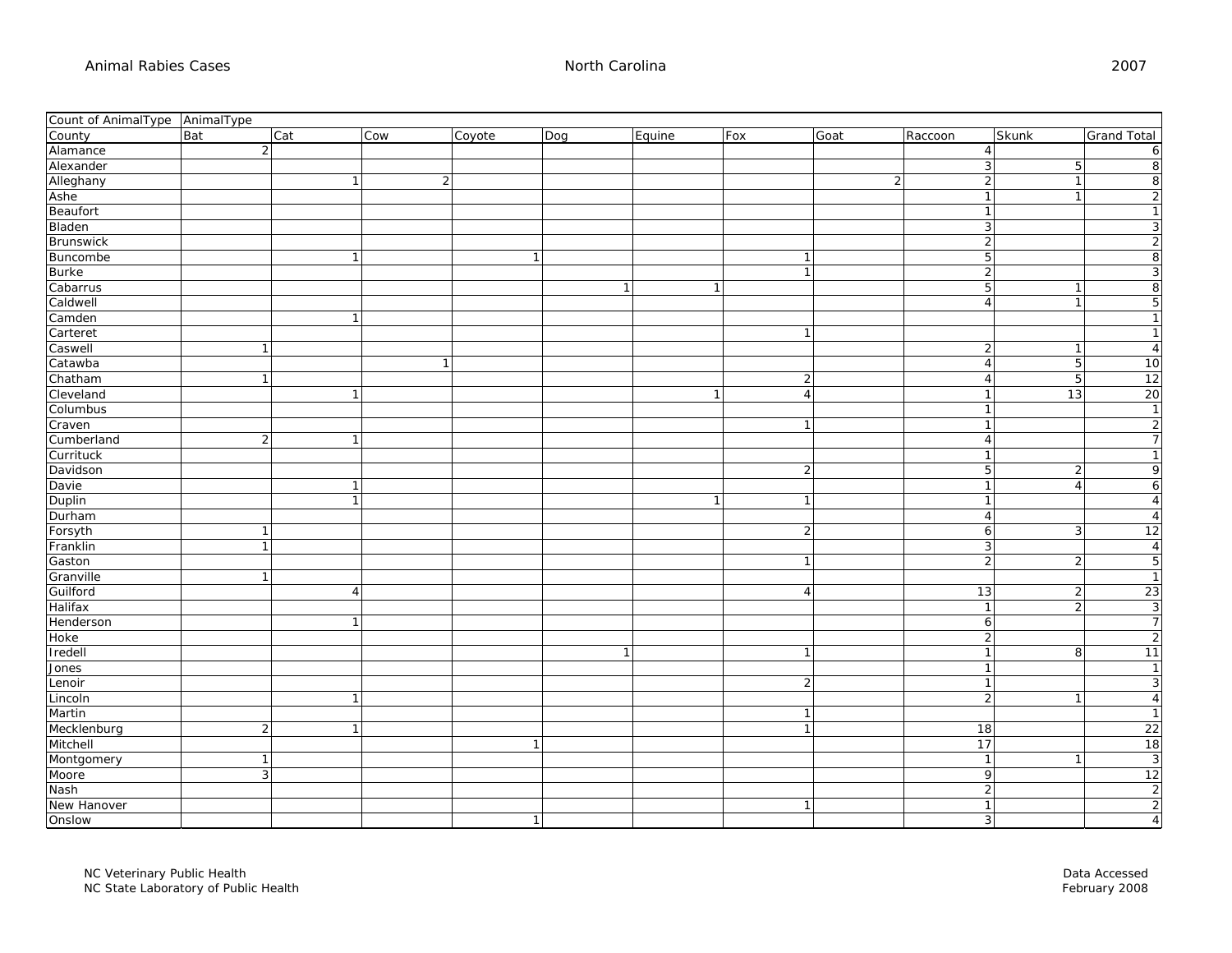| Count of AnimalType | AnimalType | | | | | | | | | | |
|---|---|---|---|---|---|---|---|---|---|---|---|
| County | Bat | Cat | Cow | Coyote | Dog | Equine | Fox | Goat | Raccoon | Skunk | Grand Total |
| Alamance | 2 | | | | | | | | 4 | | 6 |
| Alexander | | | | | | | | | 3 | 5 | 8 |
| Alleghany | | 1 | 2 | | | | | 2 | 2 | 1 | 8 |
| Ashe | | | | | | | | | 1 | 1 | 2 |
| Beaufort | | | | | | | | | 1 | | 1 |
| Bladen | | | | | | | | | 3 | | 3 |
| Brunswick | | | | | | | | | 2 | | 2 |
| Buncombe | | 1 | | 1 | | | 1 | | 5 | | 8 |
| Burke | | | | | | | 1 | | 2 | | 3 |
| Cabarrus | | | | | 1 | 1 | | | 5 | 1 | 8 |
| Caldwell | | | | | | | | | 4 | 1 | 5 |
| Camden | | 1 | | | | | | | | | 1 |
| Carteret | | | | | | | 1 | | | | 1 |
| Caswell | 1 | | | | | | | | 2 | 1 | 4 |
| Catawba | | | 1 | | | | | | 4 | 5 | 10 |
| Chatham | 1 | | | | | | 2 | | 4 | 5 | 12 |
| Cleveland | | 1 | | | | 1 | 4 | | 1 | 13 | 20 |
| Columbus | | | | | | | | | 1 | | 1 |
| Craven | | | | | | | 1 | | 1 | | 2 |
| Cumberland | 2 | 1 | | | | | | | 4 | | 7 |
| Currituck | | | | | | | | | 1 | | 1 |
| Davidson | | | | | | | 2 | | 5 | 2 | 9 |
| Davie | | 1 | | | | | | | 1 | 4 | 6 |
| Duplin | | 1 | | | | 1 | 1 | | 1 | | 4 |
| Durham | | | | | | | | | 4 | | 4 |
| Forsyth | 1 | | | | | | 2 | | 6 | 3 | 12 |
| Franklin | 1 | | | | | | | | 3 | | 4 |
| Gaston | | | | | | | 1 | | 2 | 2 | 5 |
| Granville | 1 | | | | | | | | | | 1 |
| Guilford | | 4 | | | | | 4 | | 13 | 2 | 23 |
| Halifax | | | | | | | | | 1 | 2 | 3 |
| Henderson | | 1 | | | | | | | 6 | | 7 |
| Hoke | | | | | | | | | 2 | | 2 |
| Iredell | | | | | 1 | | 1 | | 1 | 8 | 11 |
| Jones | | | | | | | | | 1 | | 1 |
| Lenoir | | | | | | | 2 | | 1 | | 3 |
| Lincoln | | 1 | | | | | | | 2 | 1 | 4 |
| Martin | | | | | | | 1 | | | | 1 |
| Mecklenburg | 2 | 1 | | | | | 1 | | 18 | | 22 |
| Mitchell | | | | 1 | | | | | 17 | | 18 |
| Montgomery | 1 | | | | | | | | 1 | 1 | 3 |
| Moore | 3 | | | | | | | | 9 | | 12 |
| Nash | | | | | | | | | 2 | | 2 |
| New Hanover | | | | | | | 1 | | 1 | | 2 |
| Onslow | | | | 1 | | | | | 3 | | 4 |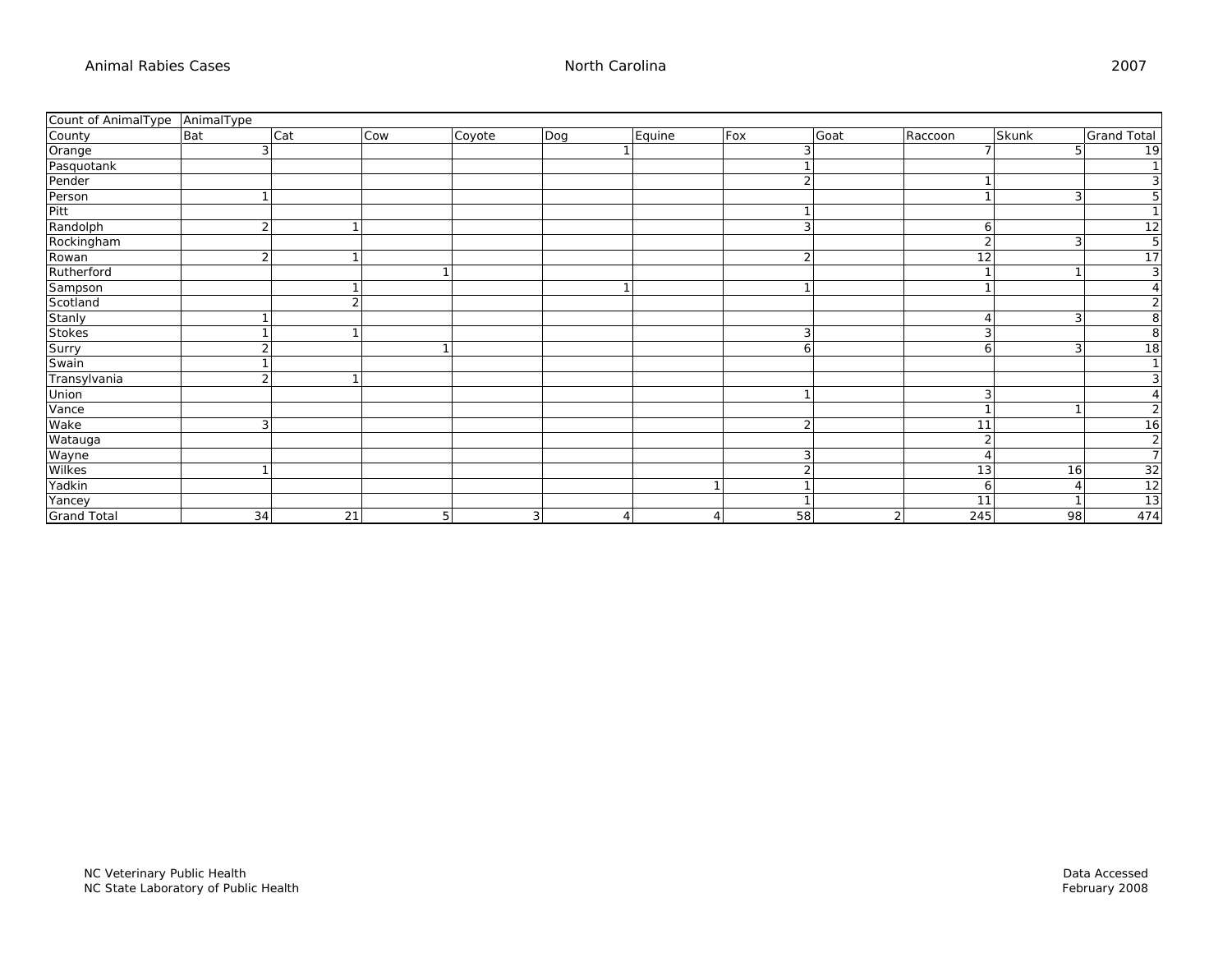Animal Rabies Cases North Carolina 2007

| Count of AnimalType | AnimalType | | | | | | | | | |
|---|---|---|---|---|---|---|---|---|---|---|
| County | Bat | Cat | Cow | Coyote | Dog | Equine | Fox | Goat | Raccoon | Skunk | Grand Total |
| Orange | 3 | | | | 1 | | 3 | | 7 | 5 | 19 |
| Pasquotank | | | | | | | 1 | | | | 1 |
| Pender | | | | | | | 2 | | 1 | | 3 |
| Person | 1 | | | | | | | | 1 | 3 | 5 |
| Pitt | | | | | | | 1 | | | | 1 |
| Randolph | 2 | 1 | | | | | 3 | | 6 | | 12 |
| Rockingham | | | | | | | | | 2 | 3 | 5 |
| Rowan | 2 | 1 | | | | | 2 | | 12 | | 17 |
| Rutherford | | | 1 | | | | | | 1 | 1 | 3 |
| Sampson | | 1 | | | 1 | | 1 | | 1 | | 4 |
| Scotland | | 2 | | | | | | | | | 2 |
| Stanly | 1 | | | | | | | | 4 | 3 | 8 |
| Stokes | 1 | 1 | | | | | 3 | | 3 | | 8 |
| Surry | 2 | | 1 | | | | 6 | | 6 | 3 | 18 |
| Swain | 1 | | | | | | | | | | 1 |
| Transylvania | 2 | 1 | | | | | | | | | 3 |
| Union | | | | | | | 1 | | 3 | | 4 |
| Vance | | | | | | | | | 1 | 1 | 2 |
| Wake | 3 | | | | | | 2 | | 11 | | 16 |
| Watauga | | | | | | | | | 2 | | 2 |
| Wayne | | | | | | | 3 | | 4 | | 7 |
| Wilkes | 1 | | | | | | 2 | | 13 | 16 | 32 |
| Yadkin | | | | | | 1 | 1 | | 6 | 4 | 12 |
| Yancey | | | | | | | 1 | | 11 | 1 | 13 |
| Grand Total | 34 | 21 | 5 | 3 | 4 | 4 | 58 | 2 | 245 | 98 | 474 |

NC Veterinary Public Health
NC State Laboratory of Public Health

Data Accessed
February 2008